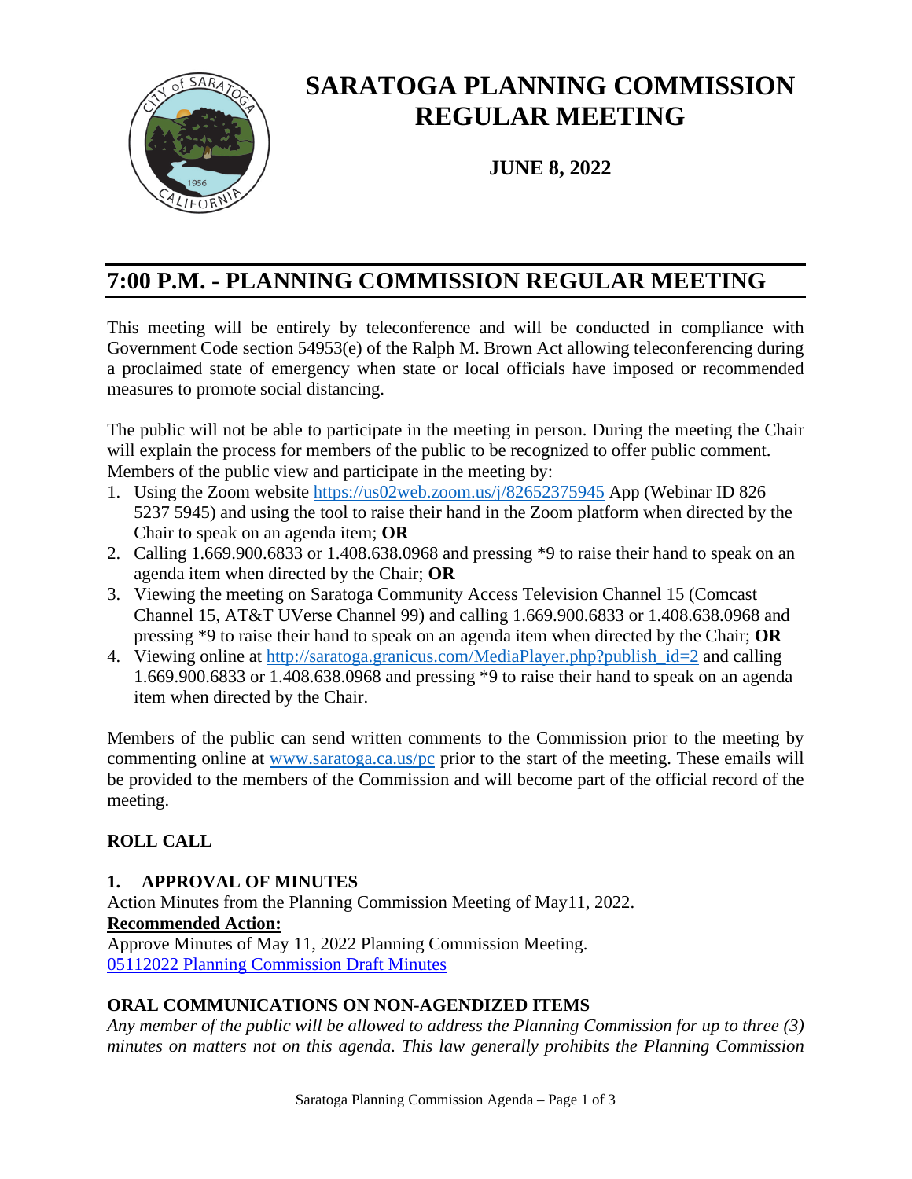# SARATOGA PLANNING COMMISSION REGULAR MEETING

**JUNE 8, 2022**

## 7:00 P.M. - PLANNING COMMISSION REGULAR MEETING

This meeting will be entirely by teleconference and will be conducted in compliance with Government Code section 54953(e) of the Ralph M. Brown Act allowing teleconferencing during a proclaimed state of emergency when state or local officials have imposed or recommended measures to promote social distancing.

The public will not be able to participate in the meeting in person. During the meeting the Chair will explain the process for members of the public to be recognized to offer public comment. Members of the public view and participate in the meeting by:

1. Using the Zoom website https://us02web.zoom.us/j/82652375945 App (Webinar ID 826 5237 5945) and using the tool to raise their hand in the Zoom platform when directed by the Chair to speak on an agenda item; **OR**
2. Calling 1.669.900.6833 or 1.408.638.0968 and pressing *9 to raise their hand to speak on an agenda item when directed by the Chair; **OR**
3. Viewing the meeting on Saratoga Community Access Television Channel 15 (Comcast Channel 15, AT&T UVerse Channel 99) and calling 1.669.900.6833 or 1.408.638.0968 and pressing *9 to raise their hand to speak on an agenda item when directed by the Chair; **OR**
4. Viewing online at http://saratoga.granicus.com/MediaPlayer.php?publish_id=2 and calling 1.669.900.6833 or 1.408.638.0968 and pressing *9 to raise their hand to speak on an agenda item when directed by the Chair.

Members of the public can send written comments to the Commission prior to the meeting by commenting online at www.saratoga.ca.us/pc prior to the start of the meeting. These emails will be provided to the members of the Commission and will become part of the official record of the meeting.

**ROLL CALL**

**1. APPROVAL OF MINUTES**

Action Minutes from the Planning Commission Meeting of May11, 2022.

**Recommended Action:**

Approve Minutes of May 11, 2022 Planning Commission Meeting.

05112022 Planning Commission Draft Minutes

**ORAL COMMUNICATIONS ON NON-AGENDIZED ITEMS**

*Any member of the public will be allowed to address the Planning Commission for up to three (3) minutes on matters not on this agenda. This law generally prohibits the Planning Commission*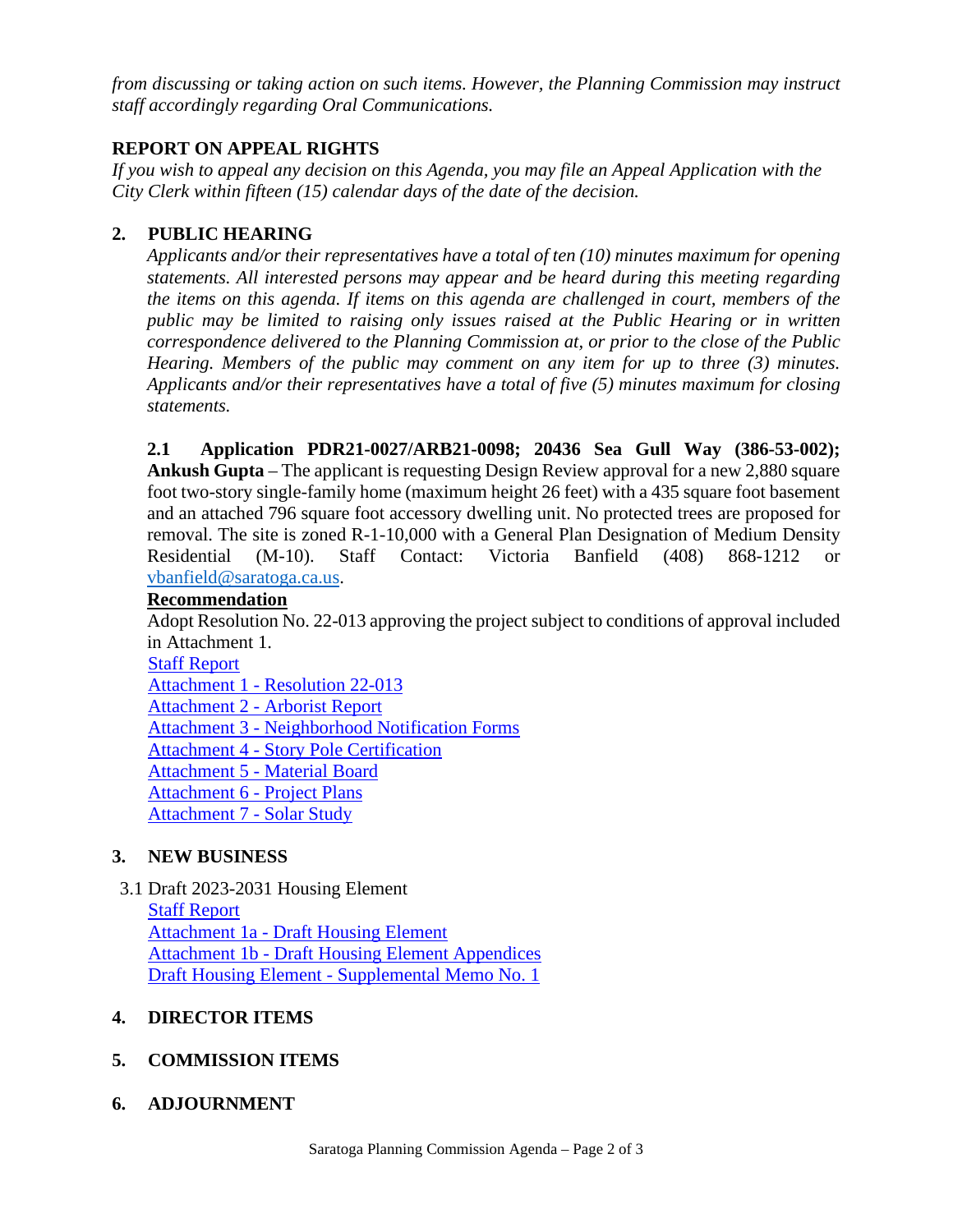*from discussing or taking action on such items. However, the Planning Commission may instruct staff accordingly regarding Oral Communications.*

## REPORT ON APPEAL RIGHTS

*If you wish to appeal any decision on this Agenda, you may file an Appeal Application with the City Clerk within fifteen (15) calendar days of the date of the decision.*

## 2. PUBLIC HEARING

*Applicants and/or their representatives have a total of ten (10) minutes maximum for opening statements. All interested persons may appear and be heard during this meeting regarding the items on this agenda. If items on this agenda are challenged in court, members of the public may be limited to raising only issues raised at the Public Hearing or in written correspondence delivered to the Planning Commission at, or prior to the close of the Public Hearing. Members of the public may comment on any item for up to three (3) minutes. Applicants and/or their representatives have a total of five (5) minutes maximum for closing statements.*

**2.1 Application PDR21-0027/ARB21-0098; 20436 Sea Gull Way (386-53-002); Ankush Gupta** – The applicant is requesting Design Review approval for a new 2,880 square foot two-story single-family home (maximum height 26 feet) with a 435 square foot basement and an attached 796 square foot accessory dwelling unit. No protected trees are proposed for removal. The site is zoned R-1-10,000 with a General Plan Designation of Medium Density Residential (M-10). Staff Contact: Victoria Banfield (408) 868-1212 or vbanfield@saratoga.ca.us.

**Recommendation**

Adopt Resolution No. 22-013 approving the project subject to conditions of approval included in Attachment 1.

Staff Report
Attachment 1 - Resolution 22-013
Attachment 2 - Arborist Report
Attachment 3 - Neighborhood Notification Forms
Attachment 4 - Story Pole Certification
Attachment 5 - Material Board
Attachment 6 - Project Plans
Attachment 7 - Solar Study

## 3. NEW BUSINESS

3.1 Draft 2023-2031 Housing Element

Staff Report
Attachment 1a - Draft Housing Element
Attachment 1b - Draft Housing Element Appendices
Draft Housing Element - Supplemental Memo No. 1

## 4. DIRECTOR ITEMS

## 5. COMMISSION ITEMS

## 6. ADJOURNMENT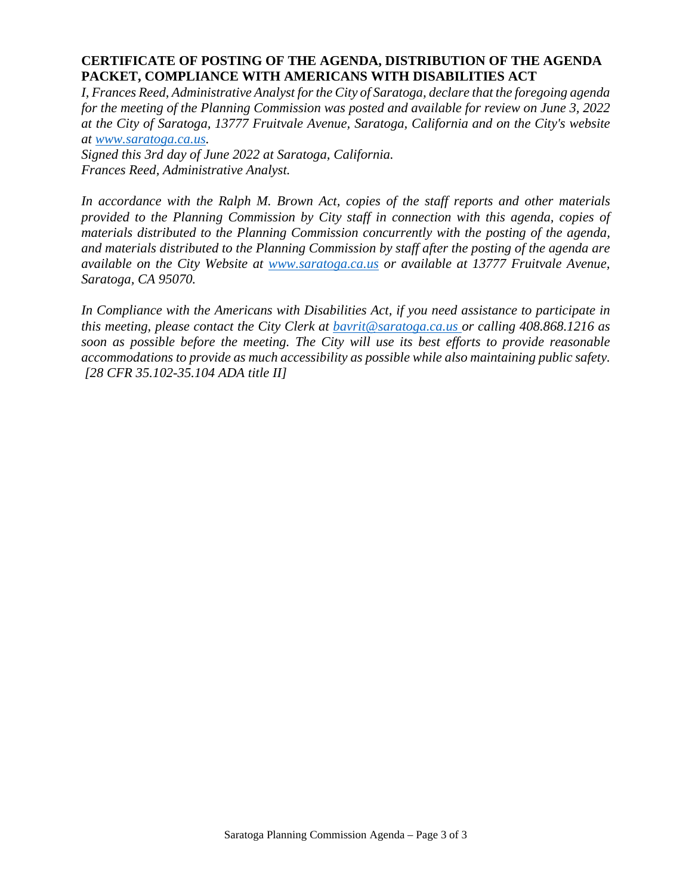**CERTIFICATE OF POSTING OF THE AGENDA, DISTRIBUTION OF THE AGENDA PACKET, COMPLIANCE WITH AMERICANS WITH DISABILITIES ACT**

*I, Frances Reed, Administrative Analyst for the City of Saratoga, declare that the foregoing agenda for the meeting of the Planning Commission was posted and available for review on June 3, 2022 at the City of Saratoga, 13777 Fruitvale Avenue, Saratoga, California and on the City's website at www.saratoga.ca.us.*
*Signed this 3rd day of June 2022 at Saratoga, California.*
*Frances Reed, Administrative Analyst.*

*In accordance with the Ralph M. Brown Act, copies of the staff reports and other materials provided to the Planning Commission by City staff in connection with this agenda, copies of materials distributed to the Planning Commission concurrently with the posting of the agenda, and materials distributed to the Planning Commission by staff after the posting of the agenda are available on the City Website at www.saratoga.ca.us or available at 13777 Fruitvale Avenue, Saratoga, CA 95070.*

*In Compliance with the Americans with Disabilities Act, if you need assistance to participate in this meeting, please contact the City Clerk at bavrit@saratoga.ca.us or calling 408.868.1216 as soon as possible before the meeting. The City will use its best efforts to provide reasonable accommodations to provide as much accessibility as possible while also maintaining public safety. [28 CFR 35.102-35.104 ADA title II]*